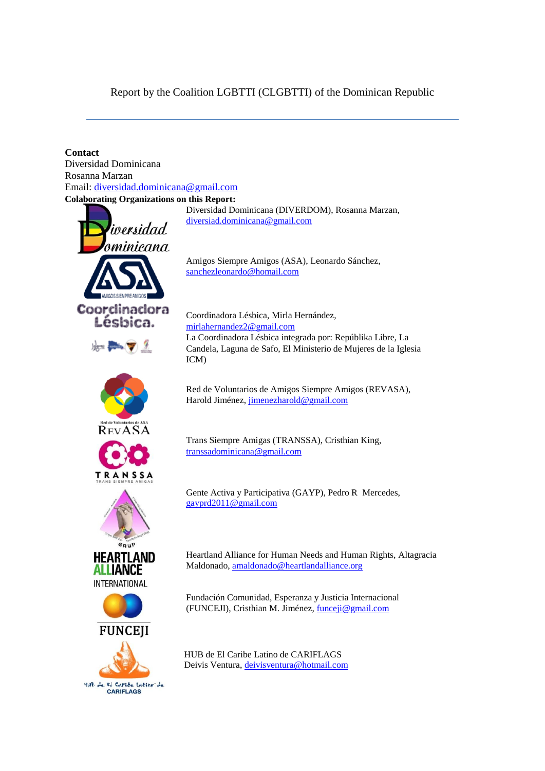Report by the Coalition LGBTTI (CLGBTTI) of the Dominican Republic

---

**Contact**
Diversidad Dominicana
Rosanna Marzan
Email: diversidad.dominicana@gmail.com
**Colaborating Organizations on this Report:**

Diversidad Dominicana (DIVERDOM), Rosanna Marzan, diversiad.dominicana@gmail.com

Amigos Siempre Amigos (ASA), Leonardo Sánchez, sanchezleonardo@homail.com

Coordinadora Lésbica, Mirla Hernández, mirlahernandez2@gmail.com
La Coordinadora Lésbica integrada por: Repúblika Libre, La Candela, Laguna de Safo, El Ministerio de Mujeres de la Iglesia ICM)

Red de Voluntarios de Amigos Siempre Amigos (REVASA), Harold Jiménez, jimenezharold@gmail.com

Trans Siempre Amigas (TRANSSA), Cristhian King, transsadominicana@gmail.com

Gente Activa y Participativa (GAYP), Pedro R Mercedes, gayprd2011@gmail.com

Heartland Alliance for Human Needs and Human Rights, Altagracia Maldonado, amaldonado@heartlandalliance.org

Fundación Comunidad, Esperanza y Justicia Internacional (FUNCEJI), Cristhian M. Jiménez, funceji@gmail.com

HUB de El Caribe Latino de CARIFLAGS
Deivis Ventura, deivisventura@hotmail.com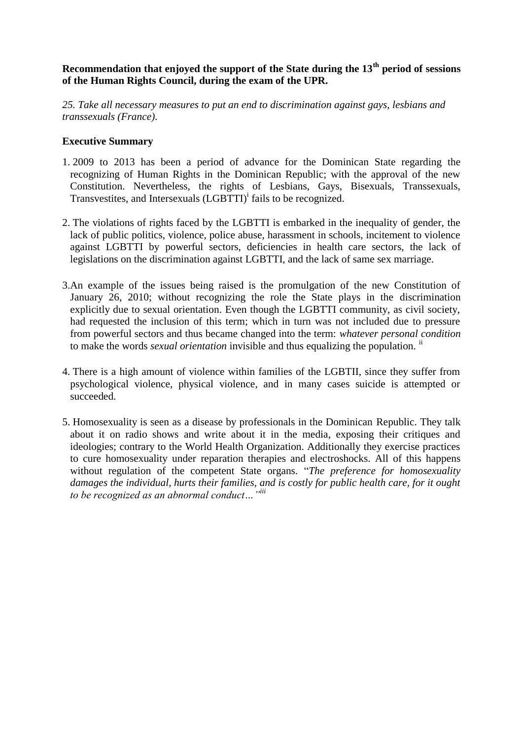**Recommendation that enjoyed the support of the State during the 13th period of sessions of the Human Rights Council, during the exam of the UPR.**

*25. Take all necessary measures to put an end to discrimination against gays, lesbians and transsexuals (France).*

**Executive Summary**

1. 2009 to 2013 has been a period of advance for the Dominican State regarding the recognizing of Human Rights in the Dominican Republic; with the approval of the new Constitution. Nevertheless, the rights of Lesbians, Gays, Bisexuals, Transsexuals, Transvestites, and Intersexuals (LGBTTI)[i] fails to be recognized.

2. The violations of rights faced by the LGBTTI is embarked in the inequality of gender, the lack of public politics, violence, police abuse, harassment in schools, incitement to violence against LGBTTI by powerful sectors, deficiencies in health care sectors, the lack of legislations on the discrimination against LGBTTI, and the lack of same sex marriage.

3. An example of the issues being raised is the promulgation of the new Constitution of January 26, 2010; without recognizing the role the State plays in the discrimination explicitly due to sexual orientation. Even though the LGBTTI community, as civil society, had requested the inclusion of this term; which in turn was not included due to pressure from powerful sectors and thus became changed into the term: *whatever personal condition* to make the words *sexual orientation* invisible and thus equalizing the population. [ii]

4. There is a high amount of violence within families of the LGBTII, since they suffer from psychological violence, physical violence, and in many cases suicide is attempted or succeeded.

5. Homosexuality is seen as a disease by professionals in the Dominican Republic. They talk about it on radio shows and write about it in the media, exposing their critiques and ideologies; contrary to the World Health Organization. Additionally they exercise practices to cure homosexuality under reparation therapies and electroshocks. All of this happens without regulation of the competent State organs. "*The preference for homosexuality damages the individual, hurts their families, and is costly for public health care, for it ought to be recognized as an abnormal conduct…*"[iii]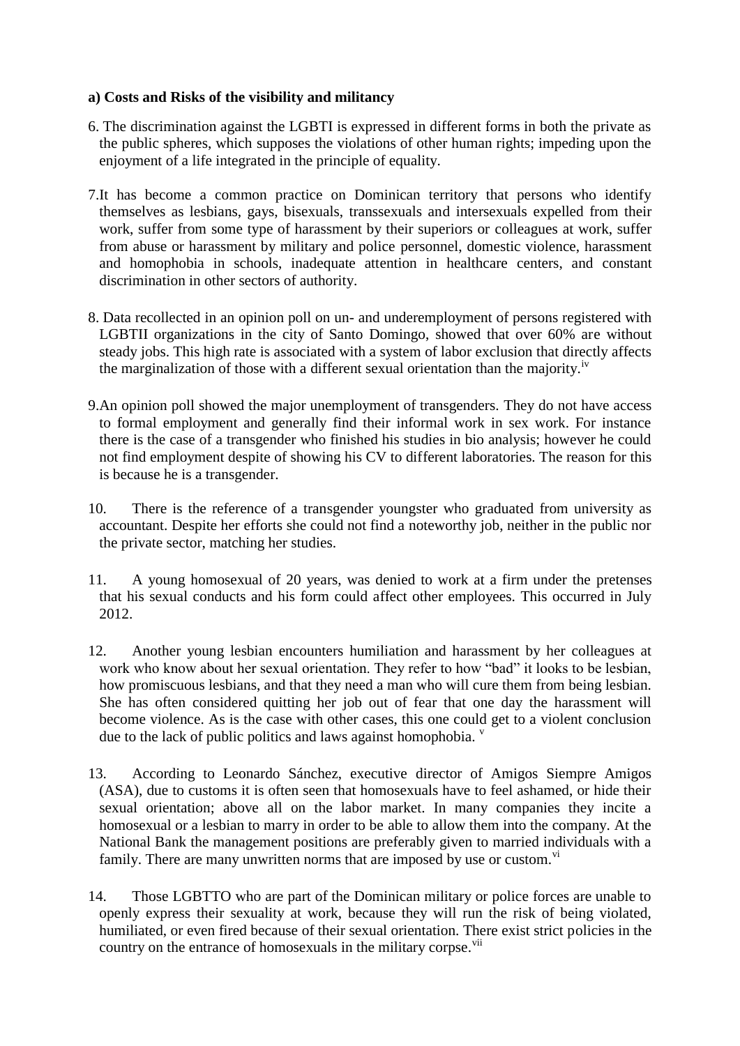**a) Costs and Risks of the visibility and militancy**

6. The discrimination against the LGBTI is expressed in different forms in both the private as the public spheres, which supposes the violations of other human rights; impeding upon the enjoyment of a life integrated in the principle of equality.

7. It has become a common practice on Dominican territory that persons who identify themselves as lesbians, gays, bisexuals, transsexuals and intersexuals expelled from their work, suffer from some type of harassment by their superiors or colleagues at work, suffer from abuse or harassment by military and police personnel, domestic violence, harassment and homophobia in schools, inadequate attention in healthcare centers, and constant discrimination in other sectors of authority.

8. Data recollected in an opinion poll on un- and underemployment of persons registered with LGBTII organizations in the city of Santo Domingo, showed that over 60% are without steady jobs. This high rate is associated with a system of labor exclusion that directly affects the marginalization of those with a different sexual orientation than the majority.[iv]

9. An opinion poll showed the major unemployment of transgenders. They do not have access to formal employment and generally find their informal work in sex work. For instance there is the case of a transgender who finished his studies in bio analysis; however he could not find employment despite of showing his CV to different laboratories. The reason for this is because he is a transgender.

10. There is the reference of a transgender youngster who graduated from university as accountant. Despite her efforts she could not find a noteworthy job, neither in the public nor the private sector, matching her studies.

11. A young homosexual of 20 years, was denied to work at a firm under the pretenses that his sexual conducts and his form could affect other employees. This occurred in July 2012.

12. Another young lesbian encounters humiliation and harassment by her colleagues at work who know about her sexual orientation. They refer to how "bad" it looks to be lesbian, how promiscuous lesbians, and that they need a man who will cure them from being lesbian. She has often considered quitting her job out of fear that one day the harassment will become violence. As is the case with other cases, this one could get to a violent conclusion due to the lack of public politics and laws against homophobia. [v]

13. According to Leonardo Sánchez, executive director of Amigos Siempre Amigos (ASA), due to customs it is often seen that homosexuals have to feel ashamed, or hide their sexual orientation; above all on the labor market. In many companies they incite a homosexual or a lesbian to marry in order to be able to allow them into the company. At the National Bank the management positions are preferably given to married individuals with a family. There are many unwritten norms that are imposed by use or custom.[vi]

14. Those LGBTTO who are part of the Dominican military or police forces are unable to openly express their sexuality at work, because they will run the risk of being violated, humiliated, or even fired because of their sexual orientation. There exist strict policies in the country on the entrance of homosexuals in the military corpse.[vii]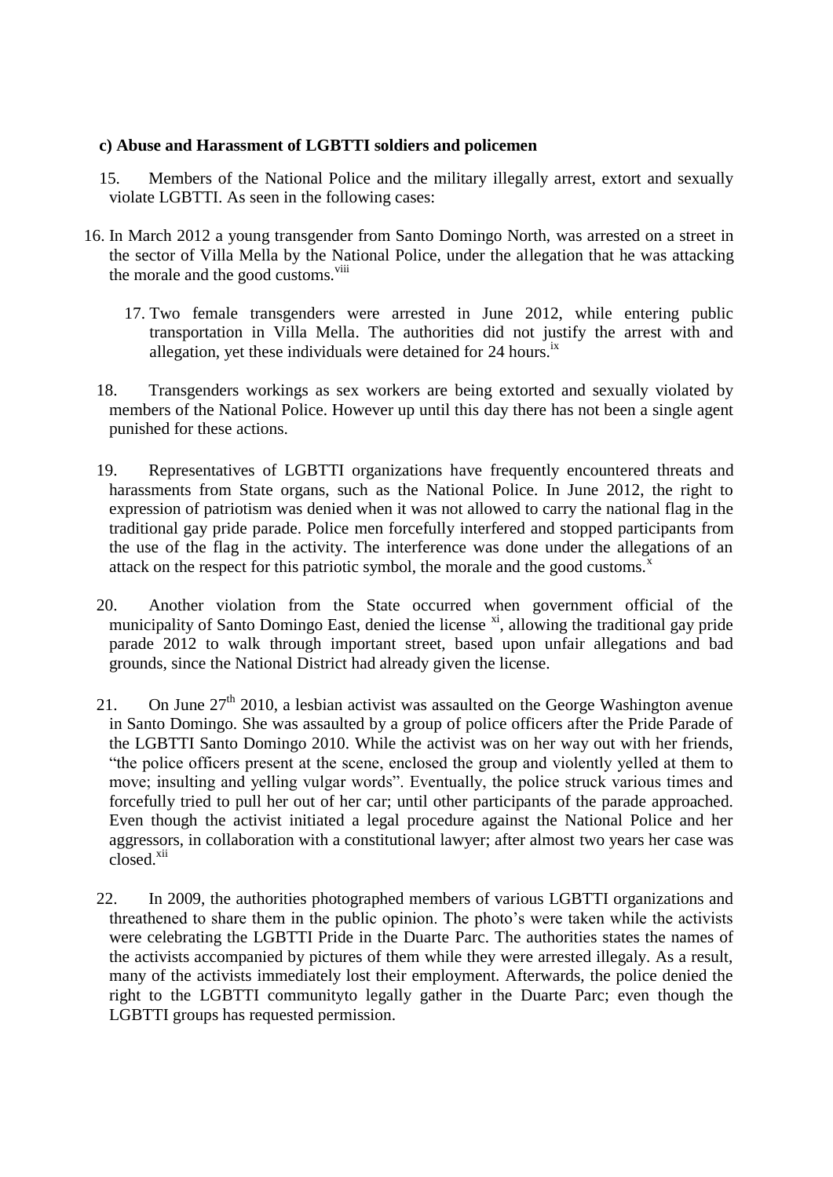**c) Abuse and Harassment of LGBTTI soldiers and policemen**

15. Members of the National Police and the military illegally arrest, extort and sexually violate LGBTTI. As seen in the following cases:

16. In March 2012 a young transgender from Santo Domingo North, was arrested on a street in the sector of Villa Mella by the National Police, under the allegation that he was attacking the morale and the good customs.[viii]

17. Two female transgenders were arrested in June 2012, while entering public transportation in Villa Mella. The authorities did not justify the arrest with and allegation, yet these individuals were detained for 24 hours.[ix]

18. Transgenders workings as sex workers are being extorted and sexually violated by members of the National Police. However up until this day there has not been a single agent punished for these actions.

19. Representatives of LGBTTI organizations have frequently encountered threats and harassments from State organs, such as the National Police. In June 2012, the right to expression of patriotism was denied when it was not allowed to carry the national flag in the traditional gay pride parade. Police men forcefully interfered and stopped participants from the use of the flag in the activity. The interference was done under the allegations of an attack on the respect for this patriotic symbol, the morale and the good customs.[x]

20. Another violation from the State occurred when government official of the municipality of Santo Domingo East, denied the license [xi], allowing the traditional gay pride parade 2012 to walk through important street, based upon unfair allegations and bad grounds, since the National District had already given the license.

21. On June 27th 2010, a lesbian activist was assaulted on the George Washington avenue in Santo Domingo. She was assaulted by a group of police officers after the Pride Parade of the LGBTTI Santo Domingo 2010. While the activist was on her way out with her friends, "the police officers present at the scene, enclosed the group and violently yelled at them to move; insulting and yelling vulgar words". Eventually, the police struck various times and forcefully tried to pull her out of her car; until other participants of the parade approached. Even though the activist initiated a legal procedure against the National Police and her aggressors, in collaboration with a constitutional lawyer; after almost two years her case was closed.[xii]

22. In 2009, the authorities photographed members of various LGBTTI organizations and threathened to share them in the public opinion. The photo's were taken while the activists were celebrating the LGBTTI Pride in the Duarte Parc. The authorities states the names of the activists accompanied by pictures of them while they were arrested illegaly. As a result, many of the activists immediately lost their employment. Afterwards, the police denied the right to the LGBTTI communityto legally gather in the Duarte Parc; even though the LGBTTI groups has requested permission.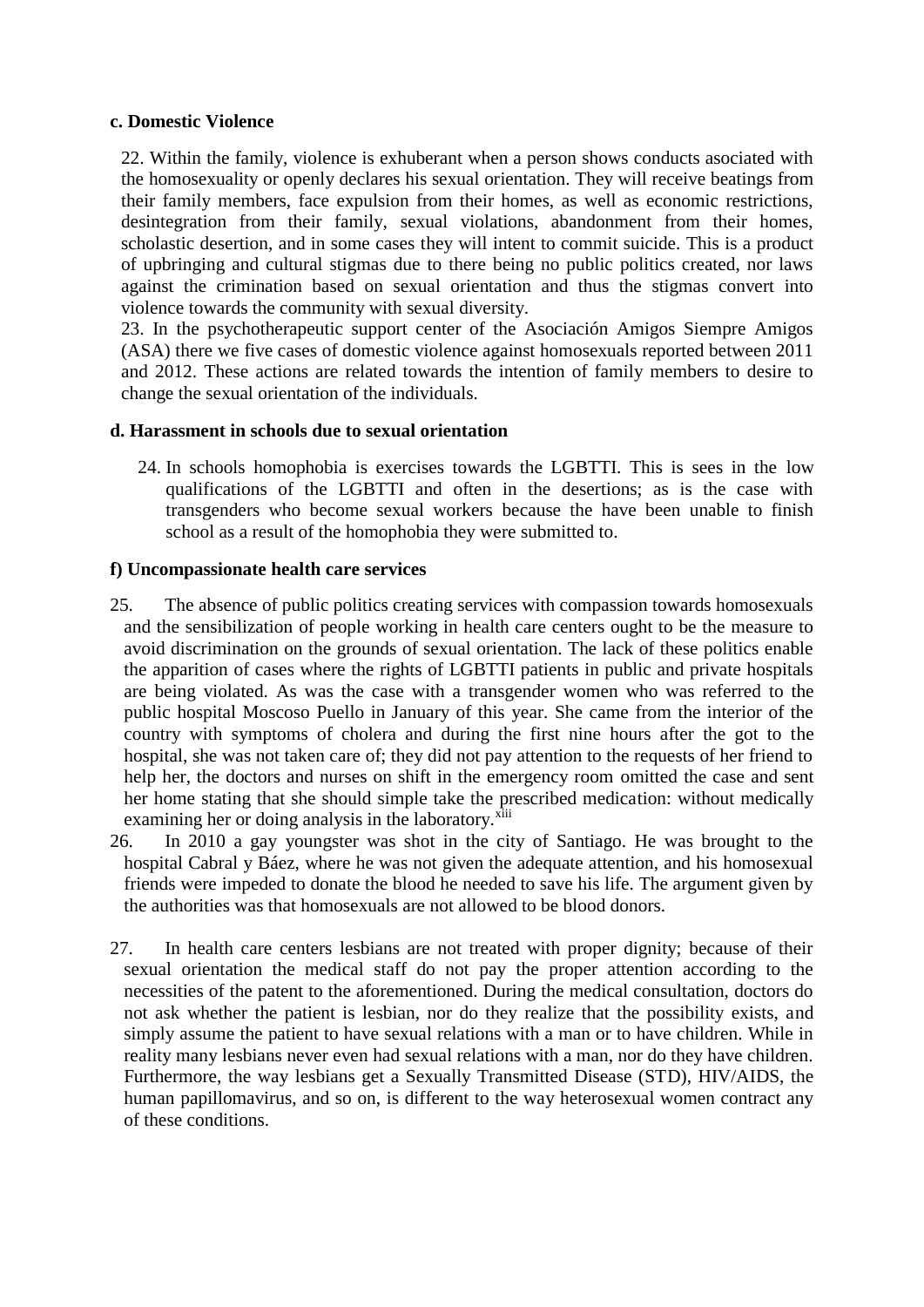**c. Domestic Violence**

22. Within the family, violence is exhuberant when a person shows conducts asociated with the homosexuality or openly declares his sexual orientation. They will receive beatings from their family members, face expulsion from their homes, as well as economic restrictions, desintegration from their family, sexual violations, abandonment from their homes, scholastic desertion, and in some cases they will intent to commit suicide. This is a product of upbringing and cultural stigmas due to there being no public politics created, nor laws against the crimination based on sexual orientation and thus the stigmas convert into violence towards the community with sexual diversity.

23. In the psychotherapeutic support center of the Asociación Amigos Siempre Amigos (ASA) there we five cases of domestic violence against homosexuals reported between 2011 and 2012. These actions are related towards the intention of family members to desire to change the sexual orientation of the individuals.

**d. Harassment in schools due to sexual orientation**

24. In schools homophobia is exercises towards the LGBTTI. This is sees in the low qualifications of the LGBTTI and often in the desertions; as is the case with transgenders who become sexual workers because the have been unable to finish school as a result of the homophobia they were submitted to.

**f) Uncompassionate health care services**

25. The absence of public politics creating services with compassion towards homosexuals and the sensibilization of people working in health care centers ought to be the measure to avoid discrimination on the grounds of sexual orientation. The lack of these politics enable the apparition of cases where the rights of LGBTTI patients in public and private hospitals are being violated. As was the case with a transgender women who was referred to the public hospital Moscoso Puello in January of this year. She came from the interior of the country with symptoms of cholera and during the first nine hours after the got to the hospital, she was not taken care of; they did not pay attention to the requests of her friend to help her, the doctors and nurses on shift in the emergency room omitted the case and sent her home stating that she should simple take the prescribed medication: without medically examining her or doing analysis in the laboratory.[xiii]

26. In 2010 a gay youngster was shot in the city of Santiago. He was brought to the hospital Cabral y Báez, where he was not given the adequate attention, and his homosexual friends were impeded to donate the blood he needed to save his life. The argument given by the authorities was that homosexuals are not allowed to be blood donors.

27. In health care centers lesbians are not treated with proper dignity; because of their sexual orientation the medical staff do not pay the proper attention according to the necessities of the patent to the aforementioned. During the medical consultation, doctors do not ask whether the patient is lesbian, nor do they realize that the possibility exists, and simply assume the patient to have sexual relations with a man or to have children. While in reality many lesbians never even had sexual relations with a man, nor do they have children. Furthermore, the way lesbians get a Sexually Transmitted Disease (STD), HIV/AIDS, the human papillomavirus, and so on, is different to the way heterosexual women contract any of these conditions.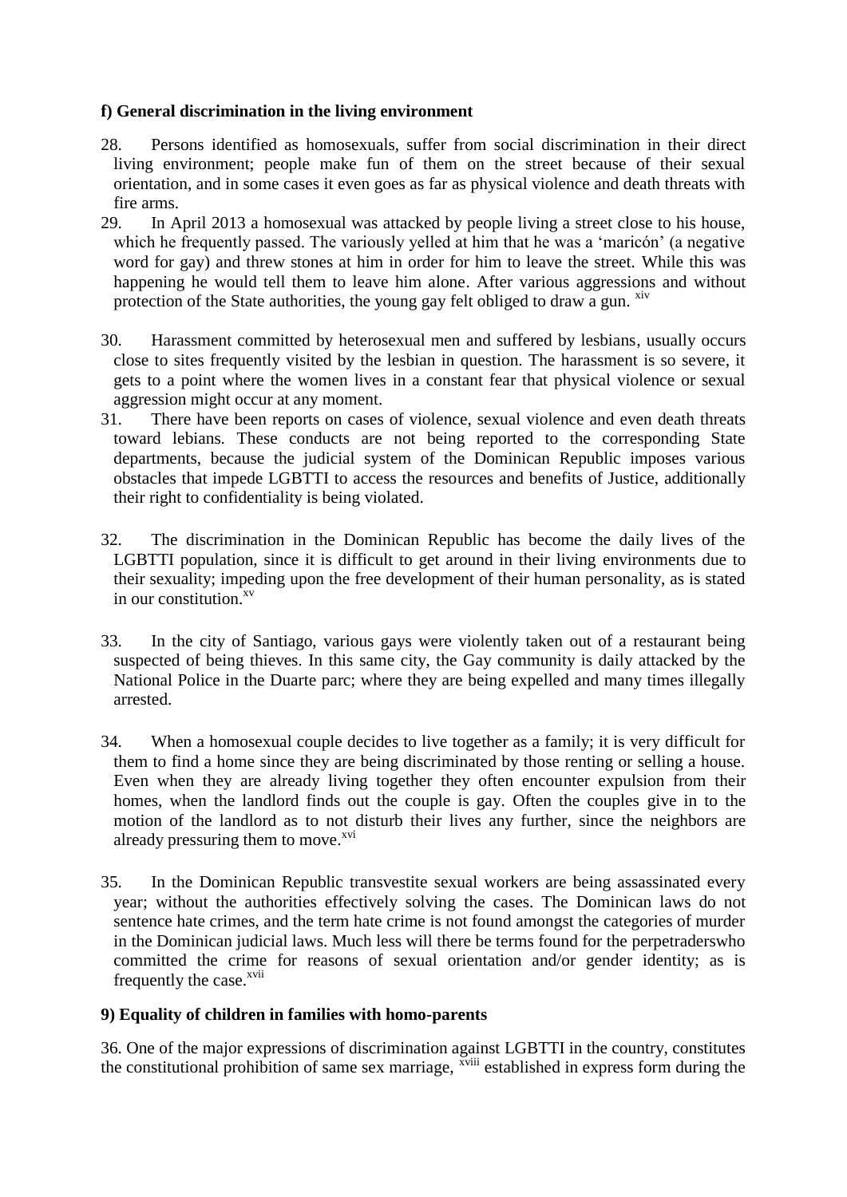**f) General discrimination in the living environment**

28. Persons identified as homosexuals, suffer from social discrimination in their direct living environment; people make fun of them on the street because of their sexual orientation, and in some cases it even goes as far as physical violence and death threats with fire arms.

29. In April 2013 a homosexual was attacked by people living a street close to his house, which he frequently passed. The variously yelled at him that he was a 'maricón' (a negative word for gay) and threw stones at him in order for him to leave the street. While this was happening he would tell them to leave him alone. After various aggressions and without protection of the State authorities, the young gay felt obliged to draw a gun. [xiv]

30. Harassment committed by heterosexual men and suffered by lesbians, usually occurs close to sites frequently visited by the lesbian in question. The harassment is so severe, it gets to a point where the women lives in a constant fear that physical violence or sexual aggression might occur at any moment.

31. There have been reports on cases of violence, sexual violence and even death threats toward lebians. These conducts are not being reported to the corresponding State departments, because the judicial system of the Dominican Republic imposes various obstacles that impede LGBTTI to access the resources and benefits of Justice, additionally their right to confidentiality is being violated.

32. The discrimination in the Dominican Republic has become the daily lives of the LGBTTI population, since it is difficult to get around in their living environments due to their sexuality; impeding upon the free development of their human personality, as is stated in our constitution.[xv]

33. In the city of Santiago, various gays were violently taken out of a restaurant being suspected of being thieves. In this same city, the Gay community is daily attacked by the National Police in the Duarte parc; where they are being expelled and many times illegally arrested.

34. When a homosexual couple decides to live together as a family; it is very difficult for them to find a home since they are being discriminated by those renting or selling a house. Even when they are already living together they often encounter expulsion from their homes, when the landlord finds out the couple is gay. Often the couples give in to the motion of the landlord as to not disturb their lives any further, since the neighbors are already pressuring them to move.[xvi]

35. In the Dominican Republic transvestite sexual workers are being assassinated every year; without the authorities effectively solving the cases. The Dominican laws do not sentence hate crimes, and the term hate crime is not found amongst the categories of murder in the Dominican judicial laws. Much less will there be terms found for the perpetraderswho committed the crime for reasons of sexual orientation and/or gender identity; as is frequently the case.[xvii]

**9) Equality of children in families with homo-parents**

36. One of the major expressions of discrimination against LGBTTI in the country, constitutes the constitutional prohibition of same sex marriage, [xviii] established in express form during the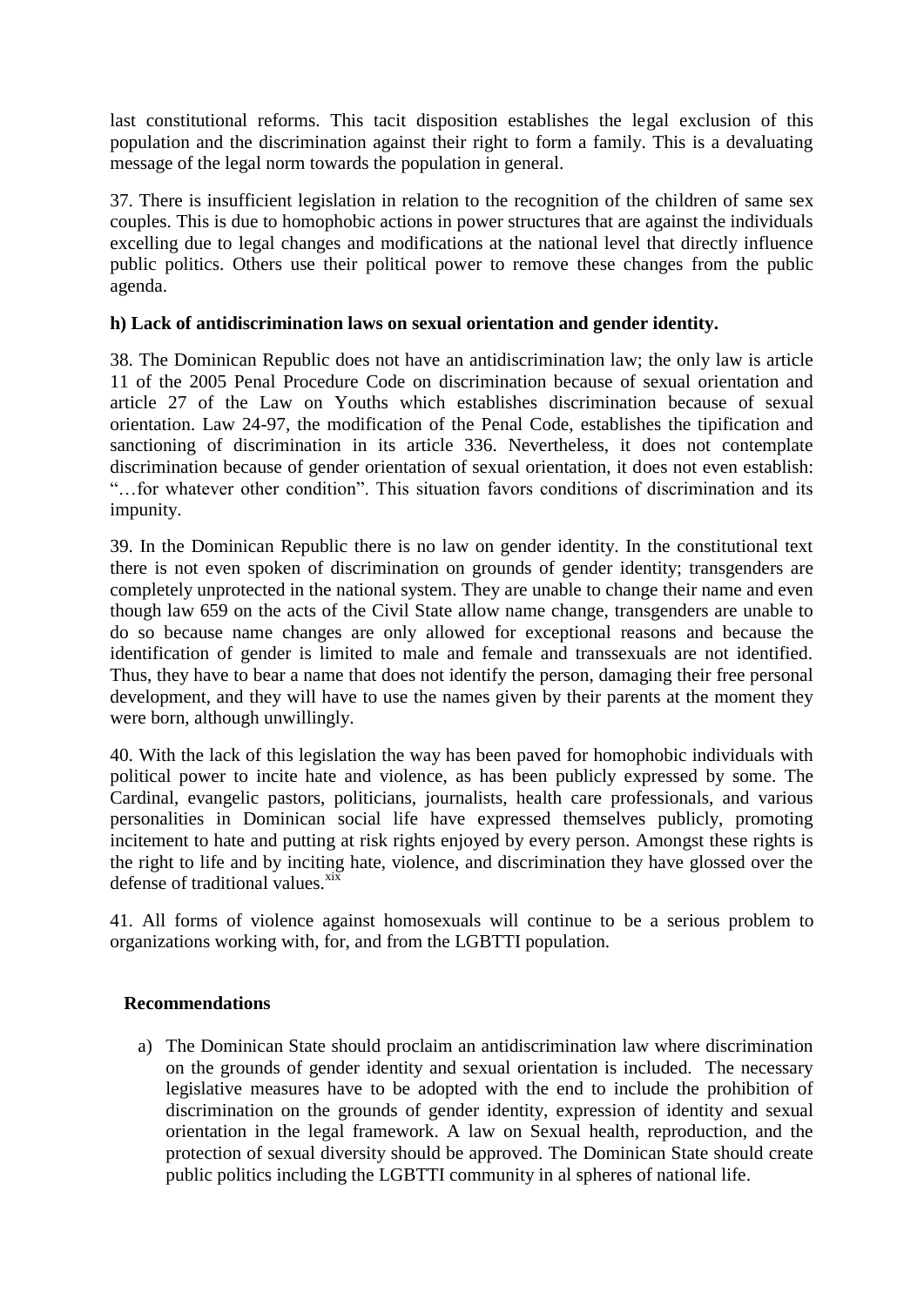last constitutional reforms. This tacit disposition establishes the legal exclusion of this population and the discrimination against their right to form a family. This is a devaluating message of the legal norm towards the population in general.

37. There is insufficient legislation in relation to the recognition of the children of same sex couples. This is due to homophobic actions in power structures that are against the individuals excelling due to legal changes and modifications at the national level that directly influence public politics. Others use their political power to remove these changes from the public agenda.

**h) Lack of antidiscrimination laws on sexual orientation and gender identity.**

38. The Dominican Republic does not have an antidiscrimination law; the only law is article 11 of the 2005 Penal Procedure Code on discrimination because of sexual orientation and article 27 of the Law on Youths which establishes discrimination because of sexual orientation. Law 24-97, the modification of the Penal Code, establishes the tipification and sanctioning of discrimination in its article 336. Nevertheless, it does not contemplate discrimination because of gender orientation of sexual orientation, it does not even establish: "…for whatever other condition". This situation favors conditions of discrimination and its impunity.

39. In the Dominican Republic there is no law on gender identity. In the constitutional text there is not even spoken of discrimination on grounds of gender identity; transgenders are completely unprotected in the national system. They are unable to change their name and even though law 659 on the acts of the Civil State allow name change, transgenders are unable to do so because name changes are only allowed for exceptional reasons and because the identification of gender is limited to male and female and transsexuals are not identified. Thus, they have to bear a name that does not identify the person, damaging their free personal development, and they will have to use the names given by their parents at the moment they were born, although unwillingly.

40. With the lack of this legislation the way has been paved for homophobic individuals with political power to incite hate and violence, as has been publicly expressed by some. The Cardinal, evangelic pastors, politicians, journalists, health care professionals, and various personalities in Dominican social life have expressed themselves publicly, promoting incitement to hate and putting at risk rights enjoyed by every person. Amongst these rights is the right to life and by inciting hate, violence, and discrimination they have glossed over the defense of traditional values.[xix]

41. All forms of violence against homosexuals will continue to be a serious problem to organizations working with, for, and from the LGBTTI population.

**Recommendations**

a) The Dominican State should proclaim an antidiscrimination law where discrimination on the grounds of gender identity and sexual orientation is included. The necessary legislative measures have to be adopted with the end to include the prohibition of discrimination on the grounds of gender identity, expression of identity and sexual orientation in the legal framework. A law on Sexual health, reproduction, and the protection of sexual diversity should be approved. The Dominican State should create public politics including the LGBTTI community in al spheres of national life.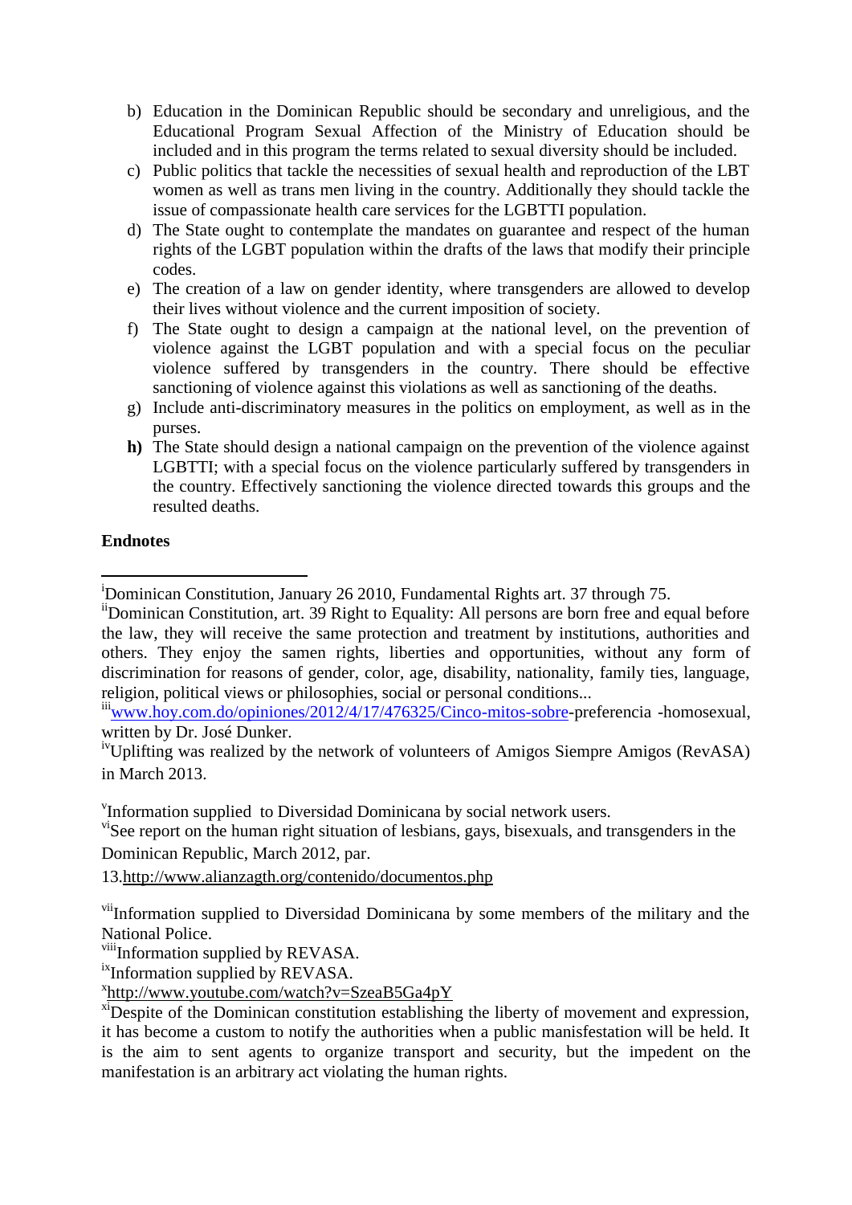b) Education in the Dominican Republic should be secondary and unreligious, and the Educational Program Sexual Affection of the Ministry of Education should be included and in this program the terms related to sexual diversity should be included.
c) Public politics that tackle the necessities of sexual health and reproduction of the LBT women as well as trans men living in the country. Additionally they should tackle the issue of compassionate health care services for the LGBTTI population.
d) The State ought to contemplate the mandates on guarantee and respect of the human rights of the LGBT population within the drafts of the laws that modify their principle codes.
e) The creation of a law on gender identity, where transgenders are allowed to develop their lives without violence and the current imposition of society.
f) The State ought to design a campaign at the national level, on the prevention of violence against the LGBT population and with a special focus on the peculiar violence suffered by transgenders in the country. There should be effective sanctioning of violence against this violations as well as sanctioning of the deaths.
g) Include anti-discriminatory measures in the politics on employment, as well as in the purses.
**h)** The State should design a national campaign on the prevention of the violence against LGBTTI; with a special focus on the violence particularly suffered by transgenders in the country. Effectively sanctioning the violence directed towards this groups and the resulted deaths.

**Endnotes**

---

[i]Dominican Constitution, January 26 2010, Fundamental Rights art. 37 through 75.

[ii]Dominican Constitution, art. 39 Right to Equality: All persons are born free and equal before the law, they will receive the same protection and treatment by institutions, authorities and others. They enjoy the samen rights, liberties and opportunities, without any form of discrimination for reasons of gender, color, age, disability, nationality, family ties, language, religion, political views or philosophies, social or personal conditions...

[iii]www.hoy.com.do/opiniones/2012/4/17/476325/Cinco-mitos-sobre-preferencia -homosexual, written by Dr. José Dunker.

[iv]Uplifting was realized by the network of volunteers of Amigos Siempre Amigos (RevASA) in March 2013.

[v]Information supplied to Diversidad Dominicana by social network users.

[vi]See report on the human right situation of lesbians, gays, bisexuals, and transgenders in the Dominican Republic, March 2012, par. 13.http://www.alianzagth.org/contenido/documentos.php

[vii]Information supplied to Diversidad Dominicana by some members of the military and the National Police.

[viii]Information supplied by REVASA.

[ix]Information supplied by REVASA.

[x]http://www.youtube.com/watch?v=SzeaB5Ga4pY

[xi]Despite of the Dominican constitution establishing the liberty of movement and expression, it has become a custom to notify the authorities when a public mansifestation will be held. It is the aim to sent agents to organize transport and security, but the impedent on the manifestation is an arbitrary act violating the human rights.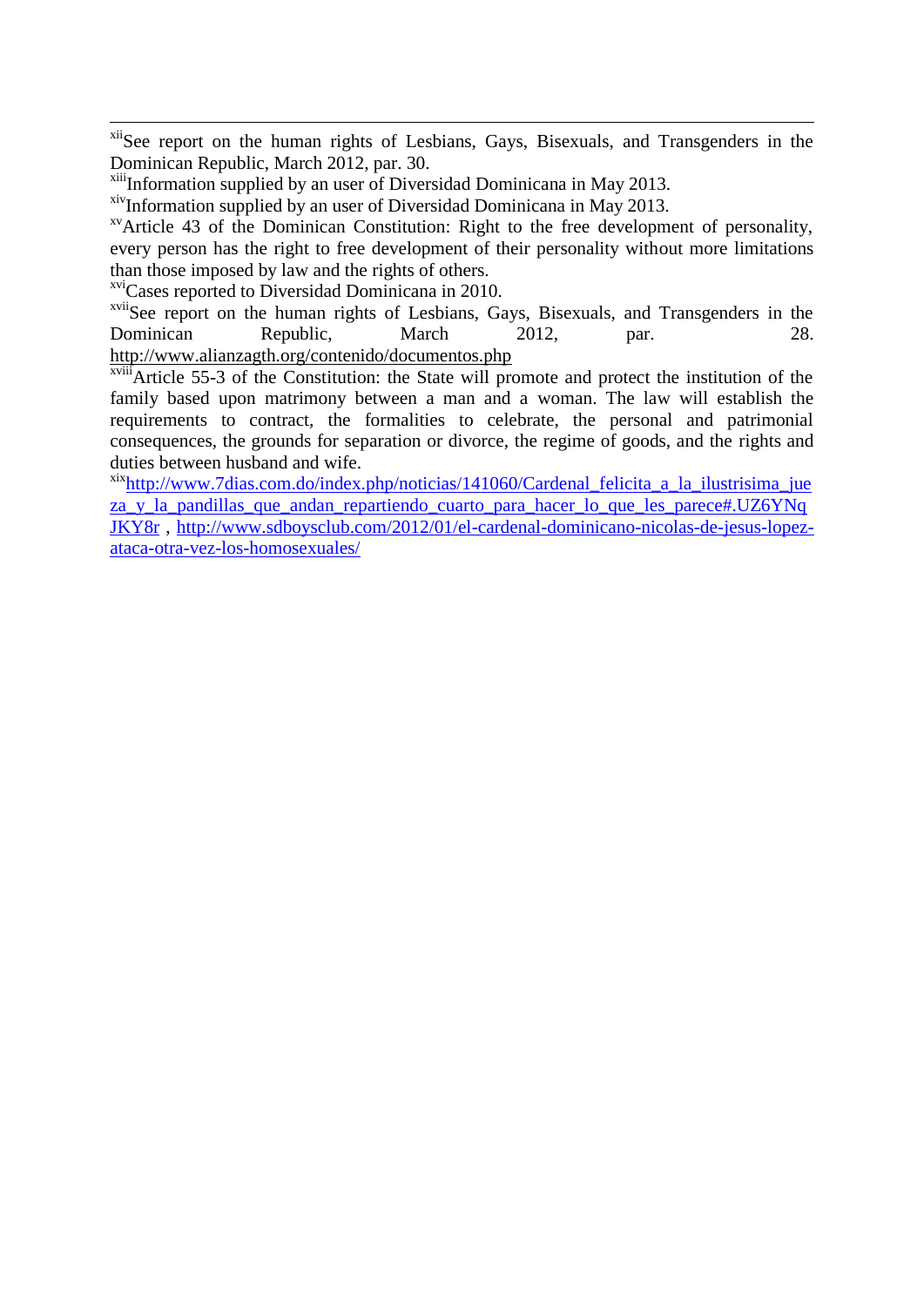[xii]See report on the human rights of Lesbians, Gays, Bisexuals, and Transgenders in the Dominican Republic, March 2012, par. 30.

[xiii]Information supplied by an user of Diversidad Dominicana in May 2013.

[xiv]Information supplied by an user of Diversidad Dominicana in May 2013.

[xv]Article 43 of the Dominican Constitution: Right to the free development of personality, every person has the right to free development of their personality without more limitations than those imposed by law and the rights of others.

[xvi]Cases reported to Diversidad Dominicana in 2010.

[xvii]See report on the human rights of Lesbians, Gays, Bisexuals, and Transgenders in the Dominican Republic, March 2012, par. 28. http://www.alianzagth.org/contenido/documentos.php

[xviii]Article 55-3 of the Constitution: the State will promote and protect the institution of the family based upon matrimony between a man and a woman. The law will establish the requirements to contract, the formalities to celebrate, the personal and patrimonial consequences, the grounds for separation or divorce, the regime of goods, and the rights and duties between husband and wife.

[xix]http://www.7dias.com.do/index.php/noticias/141060/Cardenal_felicita_a_la_ilustrisima_jueza_y_la_pandillas_que_andan_repartiendo_cuarto_para_hacer_lo_que_les_parece#.UZ6YNqJKY8r , http://www.sdboysclub.com/2012/01/el-cardenal-dominicano-nicolas-de-jesus-lopez-ataca-otra-vez-los-homosexuales/